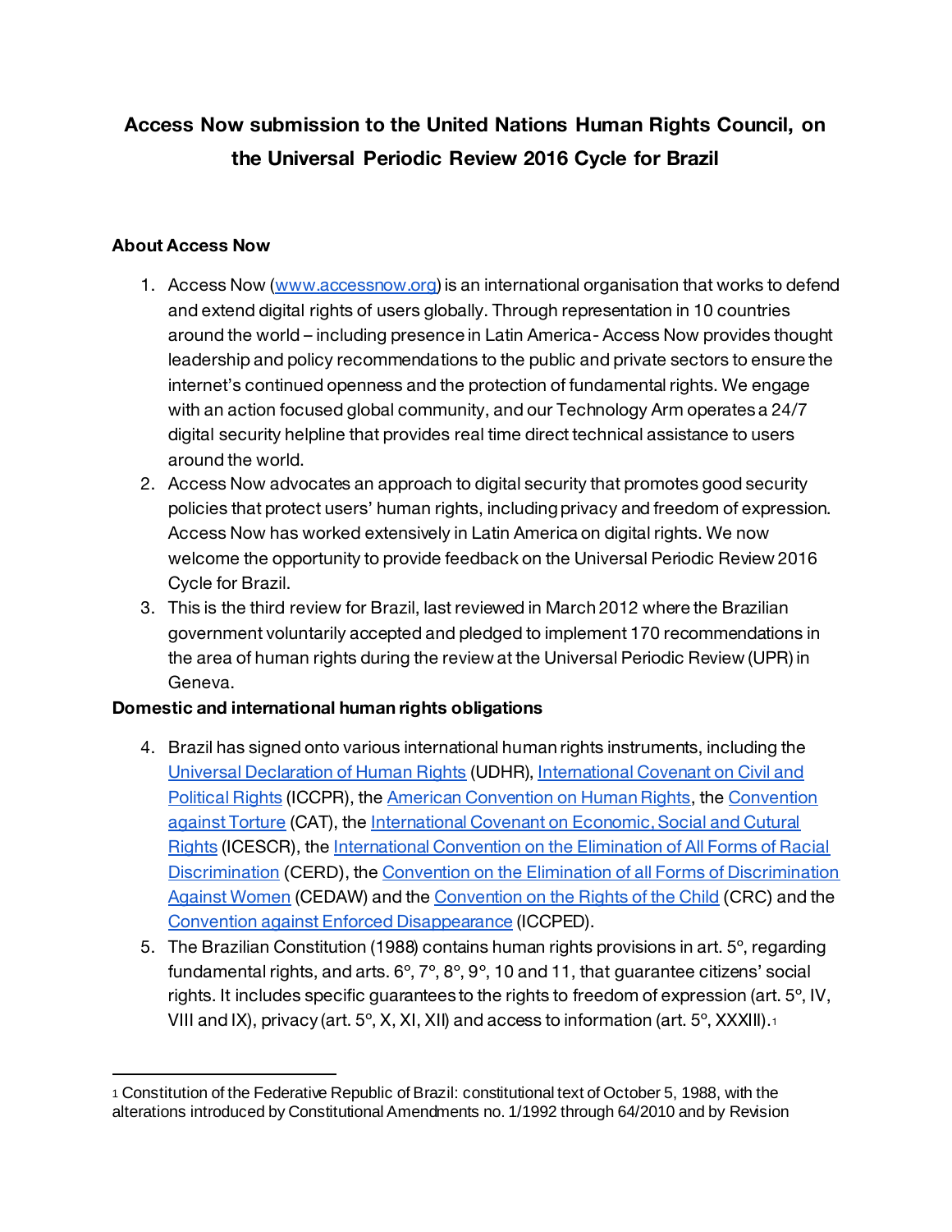# Access Now submission to the United Nations Human Rights Council, on the Universal Periodic Review 2016 Cycle for Brazil

## About Access Now

1. Access Now (www.accessnow.org) is an international organisation that works to defend and extend digital rights of users globally. Through representation in 10 countries around the world – including presence in Latin America - Access Now provides thought leadership and policy recommendations to the public and private sectors to ensure the internet's continued openness and the protection of fundamental rights. We engage with an action focused global community, and our Technology Arm operates a 24/7 digital security helpline that provides real time direct technical assistance to users around the world.
2. Access Now advocates an approach to digital security that promotes good security policies that protect users' human rights, including privacy and freedom of expression. Access Now has worked extensively in Latin America on digital rights. We now welcome the opportunity to provide feedback on the Universal Periodic Review 2016 Cycle for Brazil.
3. This is the third review for Brazil, last reviewed in March 2012 where the Brazilian government voluntarily accepted and pledged to implement 170 recommendations in the area of human rights during the review at the Universal Periodic Review (UPR) in Geneva.

## Domestic and international human rights obligations

4. Brazil has signed onto various international human rights instruments, including the Universal Declaration of Human Rights (UDHR), International Covenant on Civil and Political Rights (ICCPR), the American Convention on Human Rights, the Convention against Torture (CAT), the International Covenant on Economic, Social and Cutural Rights (ICESCR), the International Convention on the Elimination of All Forms of Racial Discrimination (CERD), the Convention on the Elimination of all Forms of Discrimination Against Women (CEDAW) and the Convention on the Rights of the Child (CRC) and the Convention against Enforced Disappearance (ICCPED).
5. The Brazilian Constitution (1988) contains human rights provisions in art. 5º, regarding fundamental rights, and arts. 6º, 7º, 8º, 9º, 10 and 11, that guarantee citizens' social rights. It includes specific guarantees to the rights to freedom of expression (art. 5º, IV, VIII and IX), privacy (art. 5º, X, XI, XII) and access to information (art. 5º, XXXIII).[1]

---

[1] Constitution of the Federative Republic of Brazil: constitutional text of October 5, 1988, with the alterations introduced by Constitutional Amendments no. 1/1992 through 64/2010 and by Revision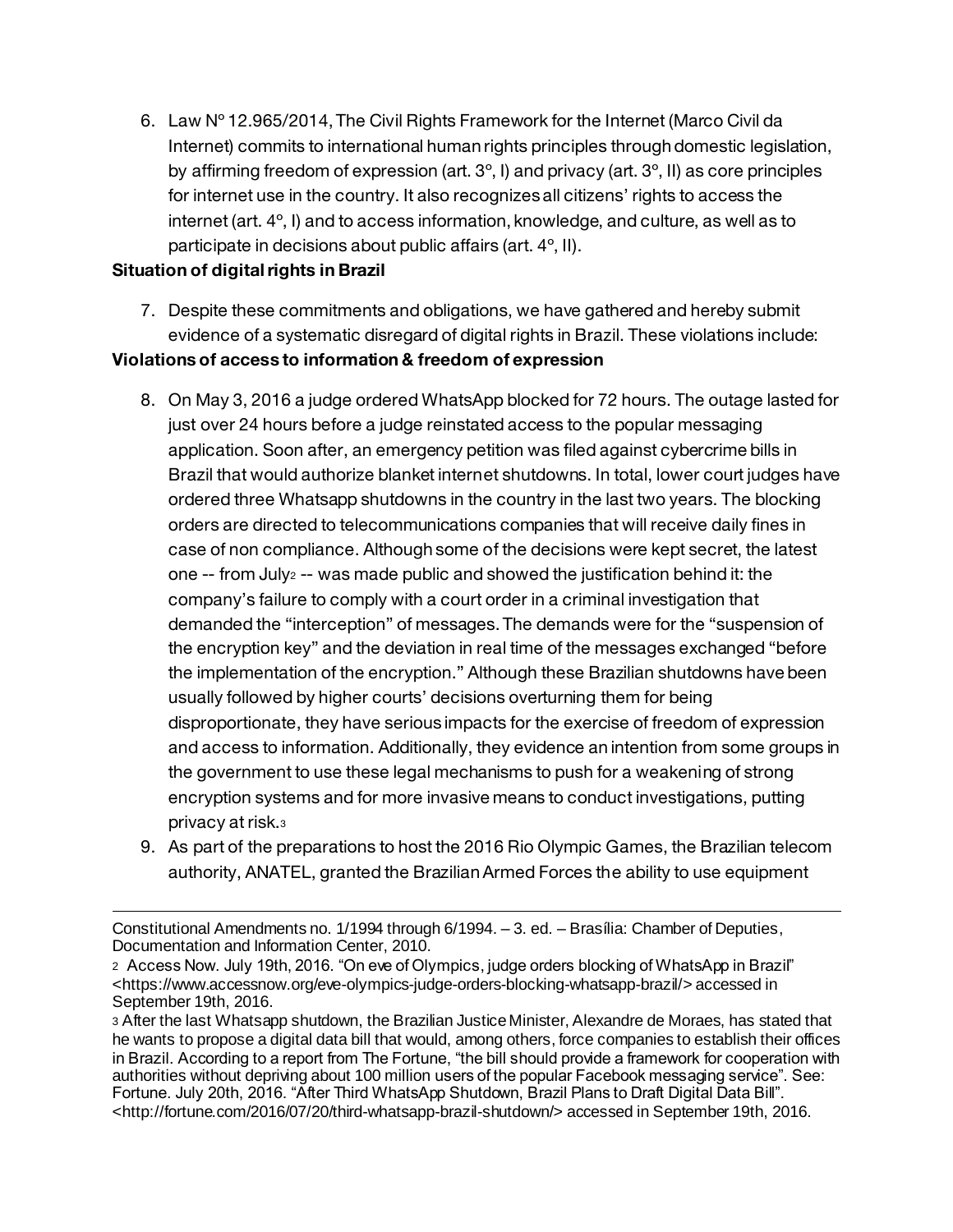6. Law Nº 12.965/2014, The Civil Rights Framework for the Internet (Marco Civil da Internet) commits to international human rights principles through domestic legislation, by affirming freedom of expression (art. 3º, I) and privacy (art. 3º, II) as core principles for internet use in the country. It also recognizes all citizens' rights to access the internet (art. 4º, I) and to access information, knowledge, and culture, as well as to participate in decisions about public affairs (art. 4º, II).

**Situation of digital rights in Brazil**

7. Despite these commitments and obligations, we have gathered and hereby submit evidence of a systematic disregard of digital rights in Brazil. These violations include:

**Violations of access to information & freedom of expression**

8. On May 3, 2016 a judge ordered WhatsApp blocked for 72 hours. The outage lasted for just over 24 hours before a judge reinstated access to the popular messaging application. Soon after, an emergency petition was filed against cybercrime bills in Brazil that would authorize blanket internet shutdowns. In total, lower court judges have ordered three Whatsapp shutdowns in the country in the last two years. The blocking orders are directed to telecommunications companies that will receive daily fines in case of non compliance. Although some of the decisions were kept secret, the latest one -- from July[2] -- was made public and showed the justification behind it: the company's failure to comply with a court order in a criminal investigation that demanded the "interception" of messages. The demands were for the "suspension of the encryption key" and the deviation in real time of the messages exchanged "before the implementation of the encryption." Although these Brazilian shutdowns have been usually followed by higher courts' decisions overturning them for being disproportionate, they have serious impacts for the exercise of freedom of expression and access to information. Additionally, they evidence an intention from some groups in the government to use these legal mechanisms to push for a weakening of strong encryption systems and for more invasive means to conduct investigations, putting privacy at risk.[3]

9. As part of the preparations to host the 2016 Rio Olympic Games, the Brazilian telecom authority, ANATEL, granted the Brazilian Armed Forces the ability to use equipment

---

Constitutional Amendments no. 1/1994 through 6/1994. – 3. ed. – Brasília: Chamber of Deputies, Documentation and Information Center, 2010.

[2] Access Now. July 19th, 2016. "On eve of Olympics, judge orders blocking of WhatsApp in Brazil" <https://www.accessnow.org/eve-olympics-judge-orders-blocking-whatsapp-brazil/> accessed in September 19th, 2016.

[3] After the last Whatsapp shutdown, the Brazilian Justice Minister, Alexandre de Moraes, has stated that he wants to propose a digital data bill that would, among others, force companies to establish their offices in Brazil. According to a report from The Fortune, "the bill should provide a framework for cooperation with authorities without depriving about 100 million users of the popular Facebook messaging service". See: Fortune. July 20th, 2016. "After Third WhatsApp Shutdown, Brazil Plans to Draft Digital Data Bill". <http://fortune.com/2016/07/20/third-whatsapp-brazil-shutdown/> accessed in September 19th, 2016.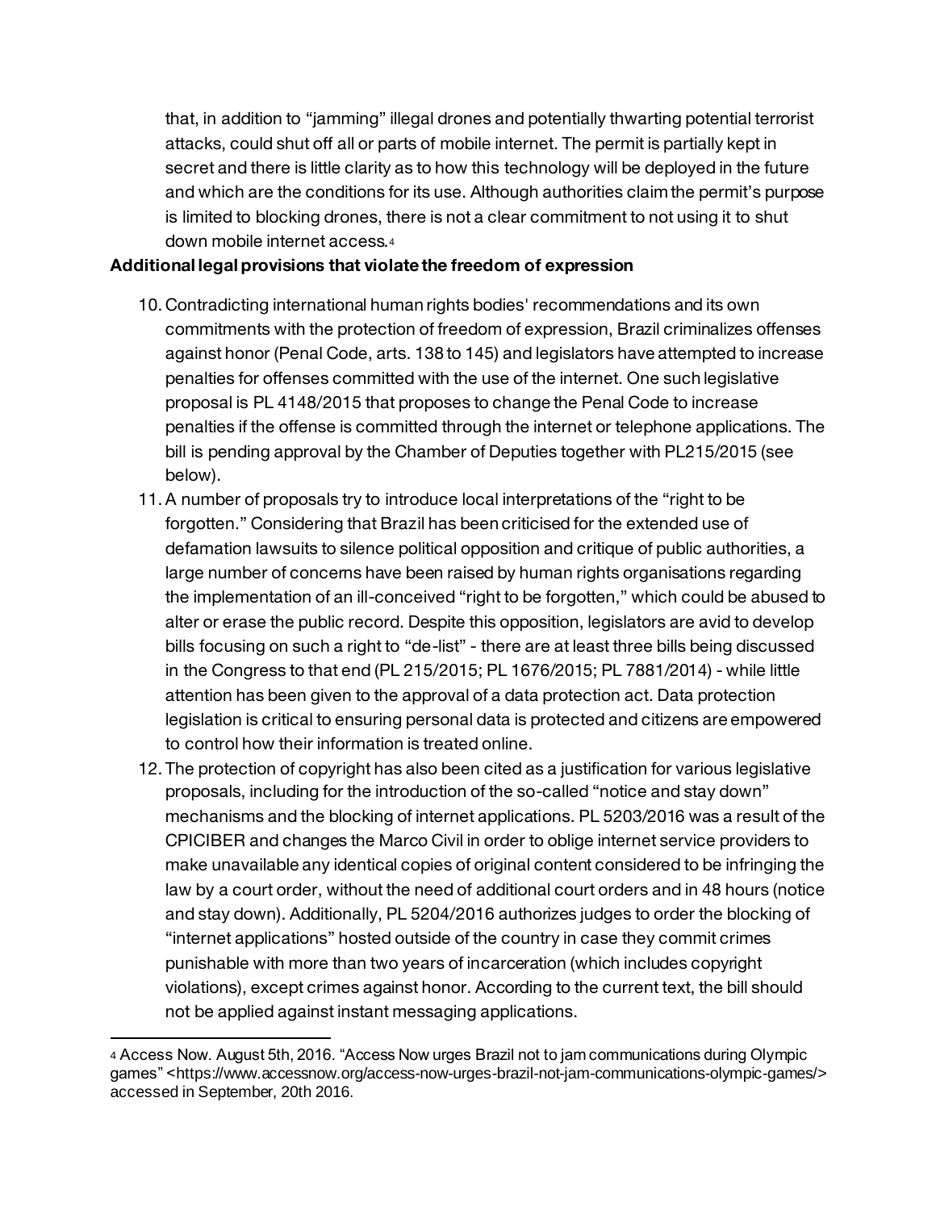that, in addition to "jamming" illegal drones and potentially thwarting potential terrorist attacks, could shut off all or parts of mobile internet. The permit is partially kept in secret and there is little clarity as to how this technology will be deployed in the future and which are the conditions for its use. Although authorities claim the permit's purpose is limited to blocking drones, there is not a clear commitment to not using it to shut down mobile internet access.[4]

**Additional legal provisions that violate the freedom of expression**

10. Contradicting international human rights bodies' recommendations and its own commitments with the protection of freedom of expression, Brazil criminalizes offenses against honor (Penal Code, arts. 138 to 145) and legislators have attempted to increase penalties for offenses committed with the use of the internet. One such legislative proposal is PL 4148/2015 that proposes to change the Penal Code to increase penalties if the offense is committed through the internet or telephone applications. The bill is pending approval by the Chamber of Deputies together with PL215/2015 (see below).
11. A number of proposals try to introduce local interpretations of the "right to be forgotten." Considering that Brazil has been criticised for the extended use of defamation lawsuits to silence political opposition and critique of public authorities, a large number of concerns have been raised by human rights organisations regarding the implementation of an ill-conceived "right to be forgotten," which could be abused to alter or erase the public record. Despite this opposition, legislators are avid to develop bills focusing on such a right to "de-list" - there are at least three bills being discussed in the Congress to that end (PL 215/2015; PL 1676/2015; PL 7881/2014) - while little attention has been given to the approval of a data protection act. Data protection legislation is critical to ensuring personal data is protected and citizens are empowered to control how their information is treated online.
12. The protection of copyright has also been cited as a justification for various legislative proposals, including for the introduction of the so-called "notice and stay down" mechanisms and the blocking of internet applications. PL 5203/2016 was a result of the CPICIBER and changes the Marco Civil in order to oblige internet service providers to make unavailable any identical copies of original content considered to be infringing the law by a court order, without the need of additional court orders and in 48 hours (notice and stay down). Additionally, PL 5204/2016 authorizes judges to order the blocking of "internet applications" hosted outside of the country in case they commit crimes punishable with more than two years of incarceration (which includes copyright violations), except crimes against honor. According to the current text, the bill should not be applied against instant messaging applications.

---

[4] Access Now. August 5th, 2016. "Access Now urges Brazil not to jam communications during Olympic games" <https://www.accessnow.org/access-now-urges-brazil-not-jam-communications-olympic-games/> accessed in September, 20th 2016.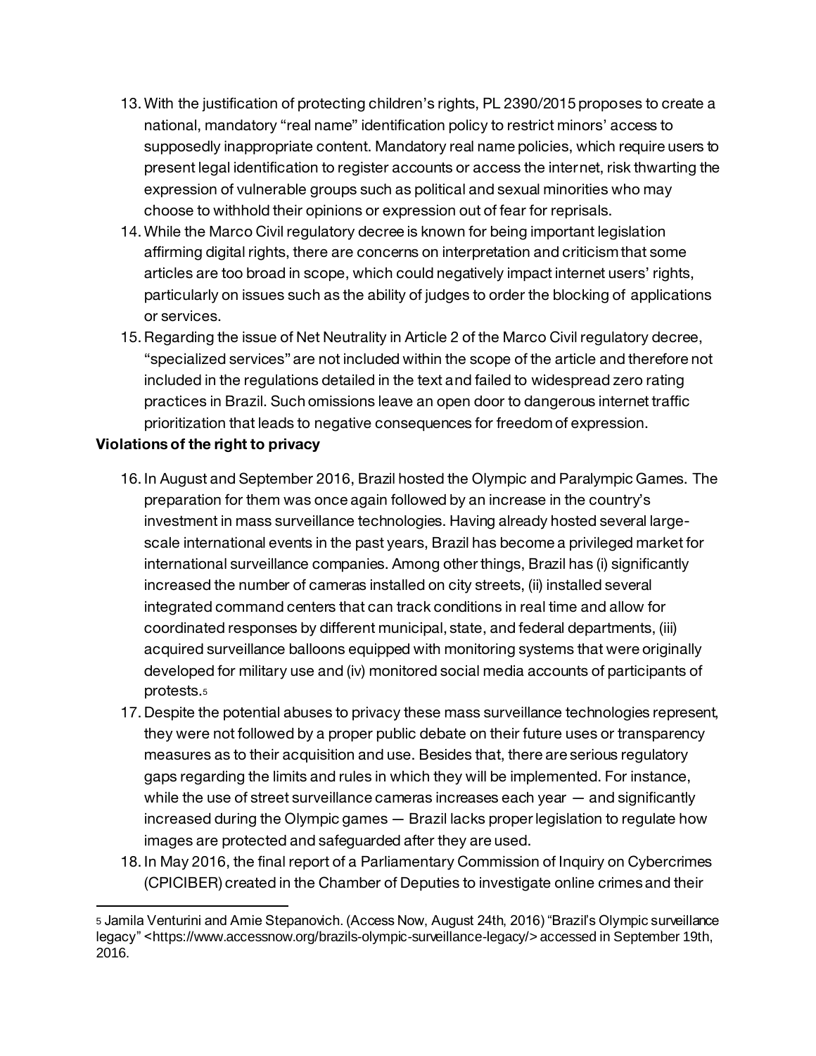13. With the justification of protecting children's rights, PL 2390/2015 proposes to create a national, mandatory "real name" identification policy to restrict minors' access to supposedly inappropriate content. Mandatory real name policies, which require users to present legal identification to register accounts or access the internet, risk thwarting the expression of vulnerable groups such as political and sexual minorities who may choose to withhold their opinions or expression out of fear for reprisals.
14. While the Marco Civil regulatory decree is known for being important legislation affirming digital rights, there are concerns on interpretation and criticism that some articles are too broad in scope, which could negatively impact internet users' rights, particularly on issues such as the ability of judges to order the blocking of applications or services.
15. Regarding the issue of Net Neutrality in Article 2 of the Marco Civil regulatory decree, "specialized services" are not included within the scope of the article and therefore not included in the regulations detailed in the text and failed to widespread zero rating practices in Brazil. Such omissions leave an open door to dangerous internet traffic prioritization that leads to negative consequences for freedom of expression.

**Violations of the right to privacy**

16. In August and September 2016, Brazil hosted the Olympic and Paralympic Games. The preparation for them was once again followed by an increase in the country's investment in mass surveillance technologies. Having already hosted several large-scale international events in the past years, Brazil has become a privileged market for international surveillance companies. Among other things, Brazil has (i) significantly increased the number of cameras installed on city streets, (ii) installed several integrated command centers that can track conditions in real time and allow for coordinated responses by different municipal, state, and federal departments, (iii) acquired surveillance balloons equipped with monitoring systems that were originally developed for military use and (iv) monitored social media accounts of participants of protests.[5]
17. Despite the potential abuses to privacy these mass surveillance technologies represent, they were not followed by a proper public debate on their future uses or transparency measures as to their acquisition and use. Besides that, there are serious regulatory gaps regarding the limits and rules in which they will be implemented. For instance, while the use of street surveillance cameras increases each year — and significantly increased during the Olympic games — Brazil lacks proper legislation to regulate how images are protected and safeguarded after they are used.
18. In May 2016, the final report of a Parliamentary Commission of Inquiry on Cybercrimes (CPICIBER) created in the Chamber of Deputies to investigate online crimes and their

[5] Jamila Venturini and Amie Stepanovich. (Access Now, August 24th, 2016) "Brazil's Olympic surveillance legacy" <https://www.accessnow.org/brazils-olympic-surveillance-legacy/> accessed in September 19th, 2016.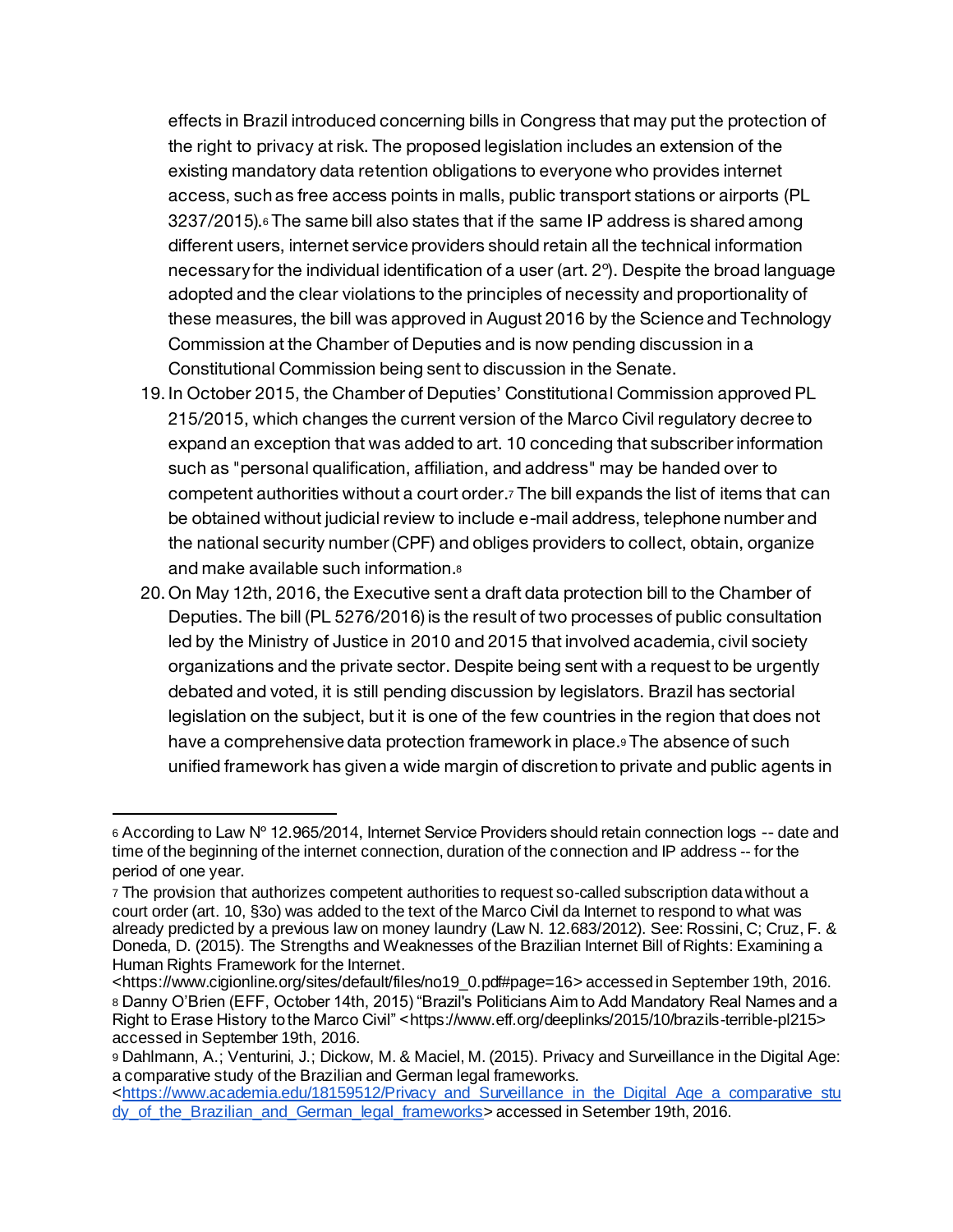effects in Brazil introduced concerning bills in Congress that may put the protection of the right to privacy at risk. The proposed legislation includes an extension of the existing mandatory data retention obligations to everyone who provides internet access, such as free access points in malls, public transport stations or airports (PL 3237/2015).[6] The same bill also states that if the same IP address is shared among different users, internet service providers should retain all the technical information necessary for the individual identification of a user (art. 2º). Despite the broad language adopted and the clear violations to the principles of necessity and proportionality of these measures, the bill was approved in August 2016 by the Science and Technology Commission at the Chamber of Deputies and is now pending discussion in a Constitutional Commission being sent to discussion in the Senate.

19. In October 2015, the Chamber of Deputies' Constitutional Commission approved PL 215/2015, which changes the current version of the Marco Civil regulatory decree to expand an exception that was added to art. 10 conceding that subscriber information such as "personal qualification, affiliation, and address" may be handed over to competent authorities without a court order.[7] The bill expands the list of items that can be obtained without judicial review to include e-mail address, telephone number and the national security number (CPF) and obliges providers to collect, obtain, organize and make available such information.[8]
20. On May 12th, 2016, the Executive sent a draft data protection bill to the Chamber of Deputies. The bill (PL 5276/2016) is the result of two processes of public consultation led by the Ministry of Justice in 2010 and 2015 that involved academia, civil society organizations and the private sector. Despite being sent with a request to be urgently debated and voted, it is still pending discussion by legislators. Brazil has sectorial legislation on the subject, but it is one of the few countries in the region that does not have a comprehensive data protection framework in place.[9] The absence of such unified framework has given a wide margin of discretion to private and public agents in

---

[6] According to Law Nº 12.965/2014, Internet Service Providers should retain connection logs -- date and time of the beginning of the internet connection, duration of the connection and IP address -- for the period of one year.

[7] The provision that authorizes competent authorities to request so-called subscription data without a court order (art. 10, §3o) was added to the text of the Marco Civil da Internet to respond to what was already predicted by a previous law on money laundry (Law N. 12.683/2012). See: Rossini, C; Cruz, F. & Doneda, D. (2015). The Strengths and Weaknesses of the Brazilian Internet Bill of Rights: Examining a Human Rights Framework for the Internet. <https://www.cigionline.org/sites/default/files/no19_0.pdf#page=16> accessed in September 19th, 2016.

[8] Danny O'Brien (EFF, October 14th, 2015) "Brazil's Politicians Aim to Add Mandatory Real Names and a Right to Erase History to the Marco Civil" <https://www.eff.org/deeplinks/2015/10/brazils-terrible-pl215> accessed in September 19th, 2016.

[9] Dahlmann, A.; Venturini, J.; Dickow, M. & Maciel, M. (2015). Privacy and Surveillance in the Digital Age: a comparative study of the Brazilian and German legal frameworks. <https://www.academia.edu/18159512/Privacy_and_Surveillance_in_the_Digital_Age_a_comparative_study_of_the_Brazilian_and_German_legal_frameworks> accessed in Setember 19th, 2016.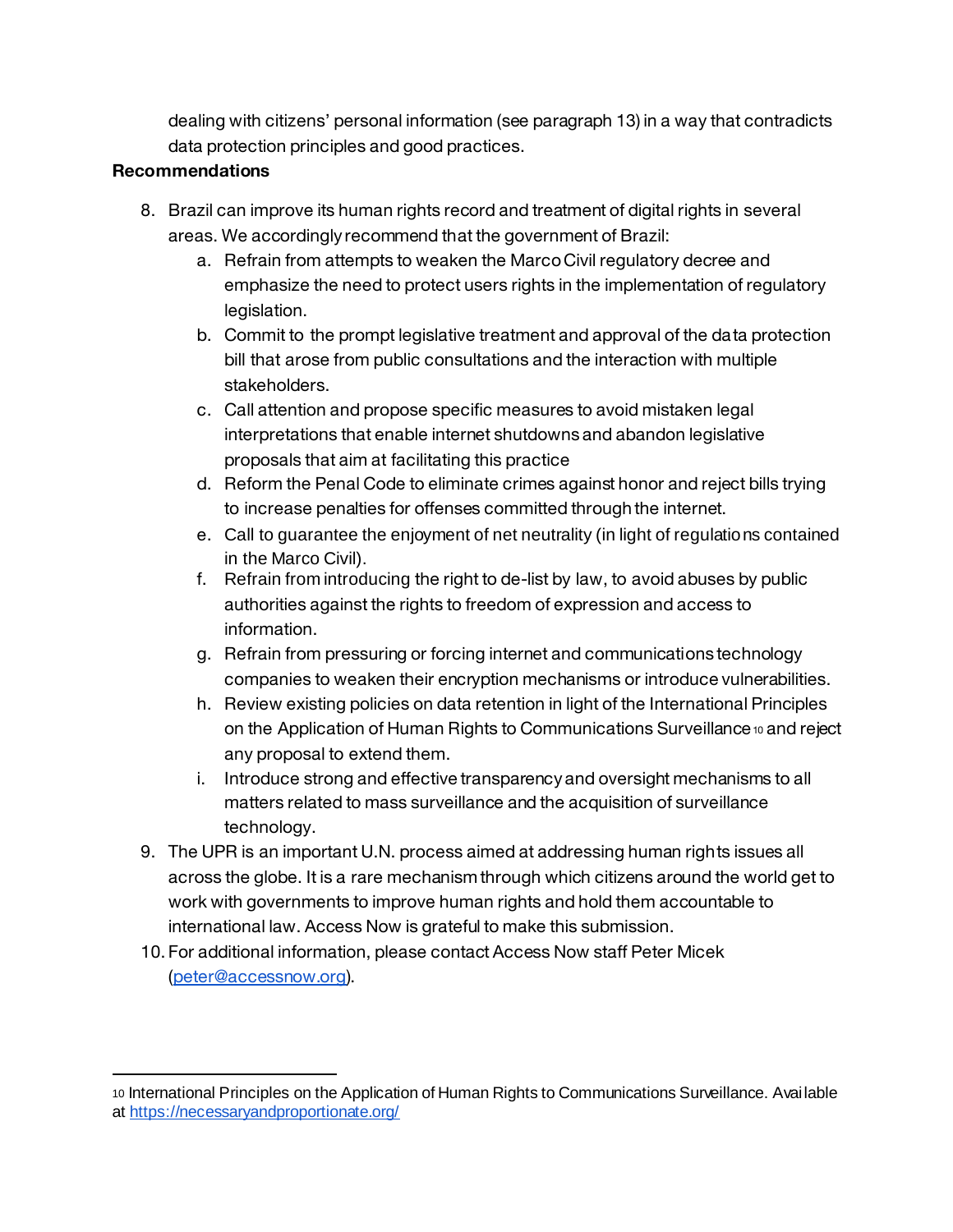dealing with citizens' personal information (see paragraph 13) in a way that contradicts data protection principles and good practices.

**Recommendations**

8. Brazil can improve its human rights record and treatment of digital rights in several areas. We accordingly recommend that the government of Brazil:
    a. Refrain from attempts to weaken the Marco Civil regulatory decree and emphasize the need to protect users rights in the implementation of regulatory legislation.
    b. Commit to the prompt legislative treatment and approval of the data protection bill that arose from public consultations and the interaction with multiple stakeholders.
    c. Call attention and propose specific measures to avoid mistaken legal interpretations that enable internet shutdowns and abandon legislative proposals that aim at facilitating this practice
    d. Reform the Penal Code to eliminate crimes against honor and reject bills trying to increase penalties for offenses committed through the internet.
    e. Call to guarantee the enjoyment of net neutrality (in light of regulations contained in the Marco Civil).
    f. Refrain from introducing the right to de-list by law, to avoid abuses by public authorities against the rights to freedom of expression and access to information.
    g. Refrain from pressuring or forcing internet and communications technology companies to weaken their encryption mechanisms or introduce vulnerabilities.
    h. Review existing policies on data retention in light of the International Principles on the Application of Human Rights to Communications Surveillance[10] and reject any proposal to extend them.
    i. Introduce strong and effective transparency and oversight mechanisms to all matters related to mass surveillance and the acquisition of surveillance technology.
9. The UPR is an important U.N. process aimed at addressing human rights issues all across the globe. It is a rare mechanism through which citizens around the world get to work with governments to improve human rights and hold them accountable to international law. Access Now is grateful to make this submission.
10. For additional information, please contact Access Now staff Peter Micek (peter@accessnow.org).

---

[10] International Principles on the Application of Human Rights to Communications Surveillance. Available at https://necessaryandproportionate.org/